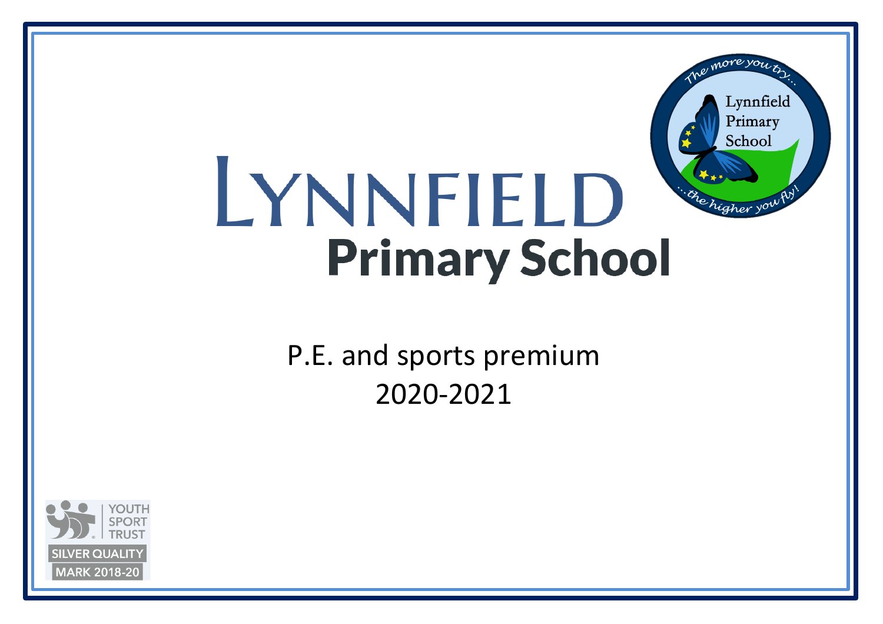# LYNNFIELD Primary School

P.E. and sports premium

2020-2021

YOUTH SPORT TRUST

SILVER QUALITY MARK 2018-20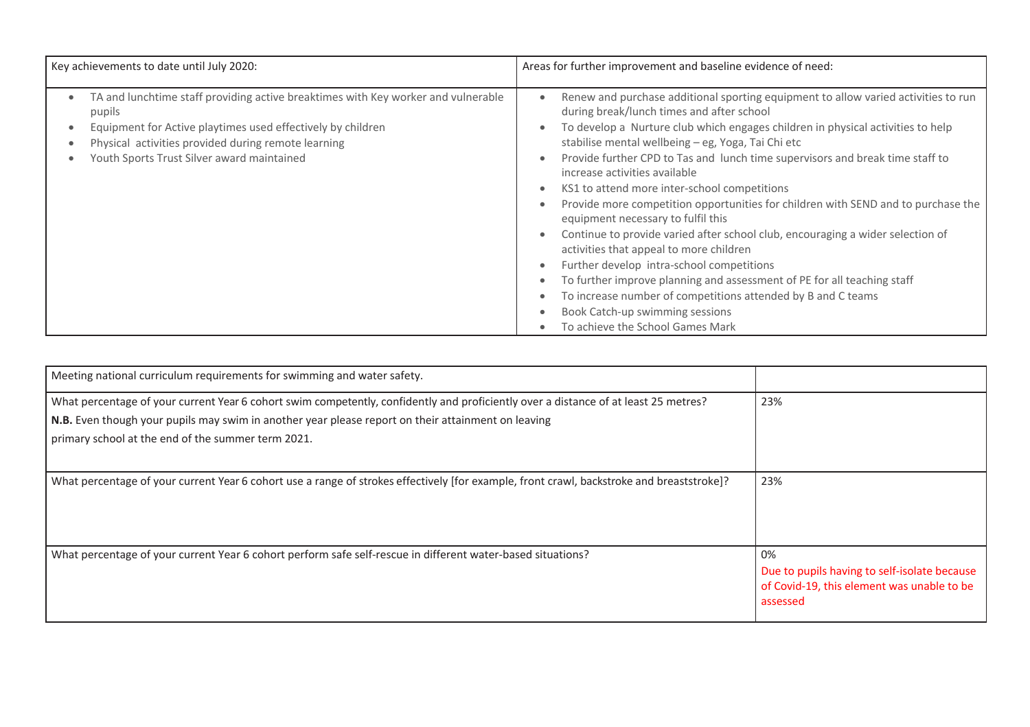| Key achievements to date until July 2020: | Areas for further improvement and baseline evidence of need: |
|---|---|
| • TA and lunchtime staff providing active breaktimes with Key worker and vulnerable pupils<br>• Equipment for Active playtimes used effectively by children<br>• Physical activities provided during remote learning<br>• Youth Sports Trust Silver award maintained | • Renew and purchase additional sporting equipment to allow varied activities to run during break/lunch times and after school<br>• To develop a Nurture club which engages children in physical activities to help stabilise mental wellbeing – eg, Yoga, Tai Chi etc<br>• Provide further CPD to Tas and lunch time supervisors and break time staff to increase activities available<br>• KS1 to attend more inter-school competitions<br>• Provide more competition opportunities for children with SEND and to purchase the equipment necessary to fulfil this<br>• Continue to provide varied after school club, encouraging a wider selection of activities that appeal to more children<br>• Further develop intra-school competitions<br>• To further improve planning and assessment of PE for all teaching staff<br>• To increase number of competitions attended by B and C teams<br>• Book Catch-up swimming sessions<br>• To achieve the School Games Mark |

| Meeting national curriculum requirements for swimming and water safety. | |
|---|---|
| What percentage of your current Year 6 cohort swim competently, confidently and proficiently over a distance of at least 25 metres?<br>**N.B.** Even though your pupils may swim in another year please report on their attainment on leaving primary school at the end of the summer term 2021. | 23% |
| What percentage of your current Year 6 cohort use a range of strokes effectively [for example, front crawl, backstroke and breaststroke]? | 23% |
| What percentage of your current Year 6 cohort perform safe self-rescue in different water-based situations? | 0%<br>Due to pupils having to self-isolate because of Covid-19, this element was unable to be assessed |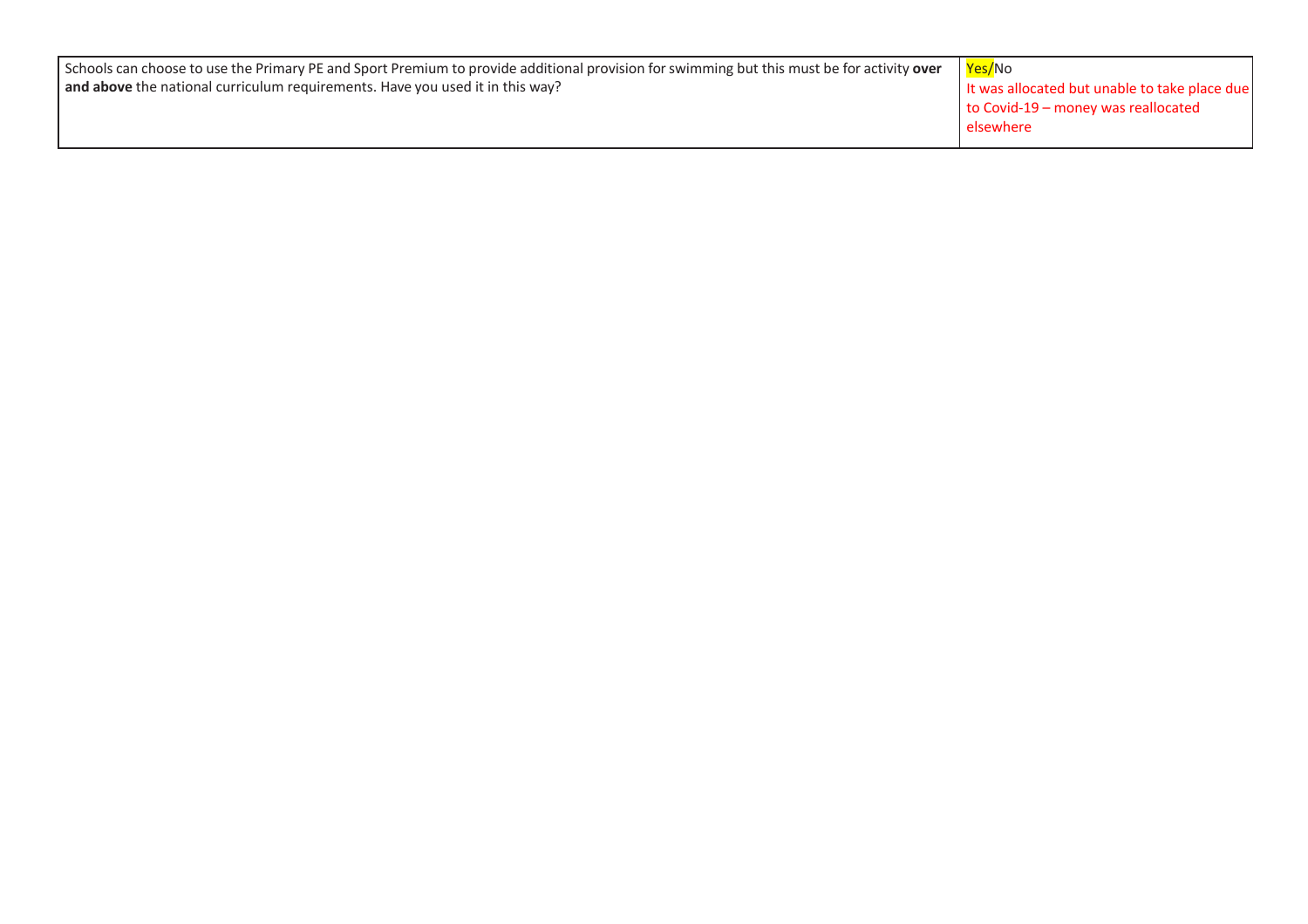| Schools can choose to use the Primary PE and Sport Premium to provide additional provision for swimming but this must be for activity **over and above** the national curriculum requirements. Have you used it in this way? | Yes/No<br>It was allocated but unable to take place due to Covid-19 – money was reallocated elsewhere |
| --- | --- |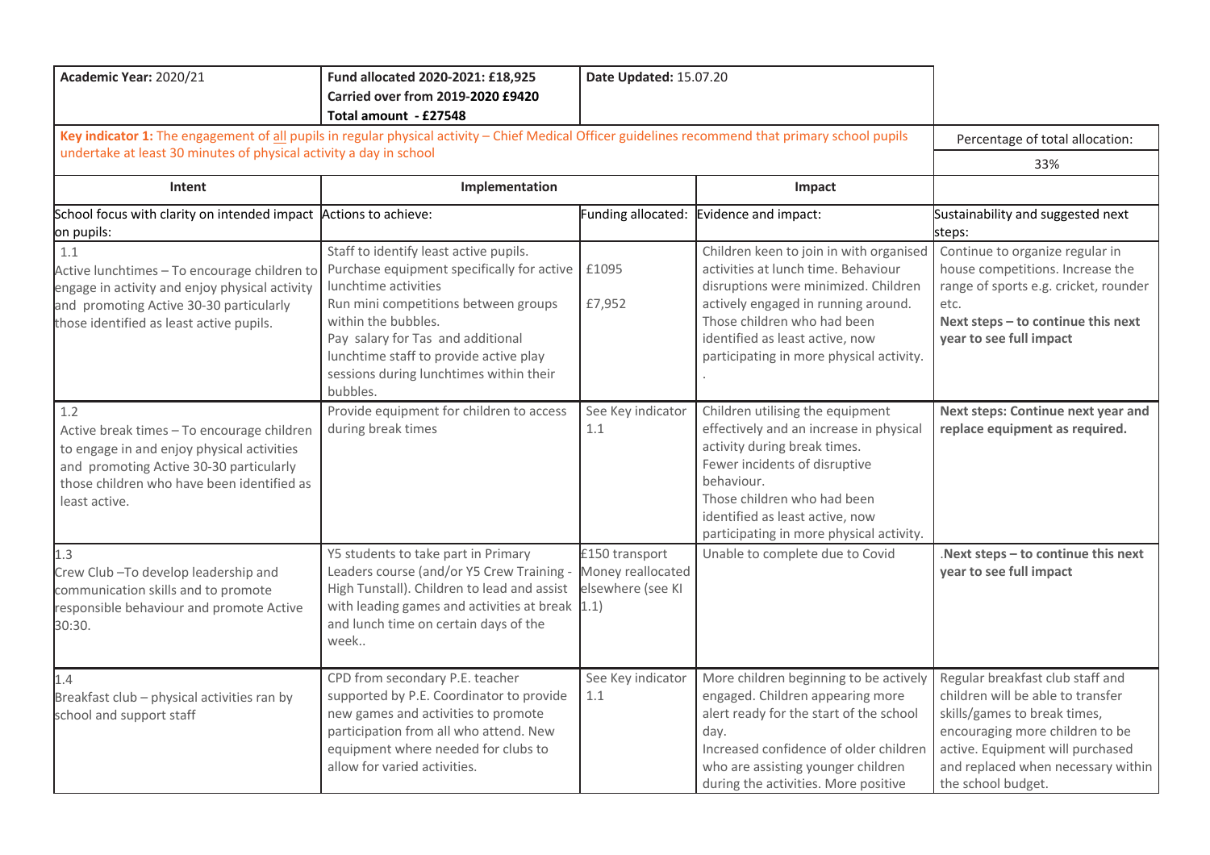| **Academic Year:** 2020/21 | **Fund allocated 2020-2021: £18,925**<br>**Carried over from 2019-2020 £9420**<br>**Total amount - £27548** | **Date Updated:** 15.07.20 | | |
|---|---|---|---|---|
| **Key indicator 1:** The engagement of all pupils in regular physical activity – Chief Medical Officer guidelines recommend that primary school pupils undertake at least 30 minutes of physical activity a day in school | | | | Percentage of total allocation:<br>33% |
| **Intent** | **Implementation** | | **Impact** | |
| School focus with clarity on intended impact on pupils: | Actions to achieve: | Funding allocated: | Evidence and impact: | Sustainability and suggested next steps: |
| 1.1<br>Active lunchtimes – To encourage children to engage in activity and enjoy physical activity and promoting Active 30-30 particularly those identified as least active pupils. | Staff to identify least active pupils.<br>Purchase equipment specifically for active lunchtime activities<br>Run mini competitions between groups within the bubbles.<br>Pay salary for Tas and additional lunchtime staff to provide active play sessions during lunchtimes within their bubbles. | £1095<br><br>£7,952 | Children keen to join in with organised activities at lunch time. Behaviour disruptions were minimized. Children actively engaged in running around. Those children who had been identified as least active, now participating in more physical activity.<br>. | Continue to organize regular in house competitions. Increase the range of sports e.g. cricket, rounder etc.<br>**Next steps – to continue this next year to see full impact** |
| 1.2<br>Active break times – To encourage children to engage in and enjoy physical activities and promoting Active 30-30 particularly those children who have been identified as least active. | Provide equipment for children to access during break times | See Key indicator 1.1 | Children utilising the equipment effectively and an increase in physical activity during break times.<br>Fewer incidents of disruptive behaviour.<br>Those children who had been identified as least active, now participating in more physical activity. | **Next steps: Continue next year and replace equipment as required.** |
| 1.3<br>Crew Club –To develop leadership and communication skills and to promote responsible behaviour and promote Active 30:30. | Y5 students to take part in Primary Leaders course (and/or Y5 Crew Training - High Tunstall). Children to lead and assist with leading games and activities at break and lunch time on certain days of the week.. | £150 transport<br>Money reallocated elsewhere (see KI 1.1) | Unable to complete due to Covid | .**Next steps – to continue this next year to see full impact** |
| 1.4<br>Breakfast club – physical activities ran by school and support staff | CPD from secondary P.E. teacher supported by P.E. Coordinator to provide new games and activities to promote participation from all who attend. New equipment where needed for clubs to allow for varied activities. | See Key indicator 1.1 | More children beginning to be actively engaged. Children appearing more alert ready for the start of the school day.<br>Increased confidence of older children who are assisting younger children during the activities. More positive | Regular breakfast club staff and children will be able to transfer skills/games to break times, encouraging more children to be active. Equipment will purchased and replaced when necessary within the school budget. |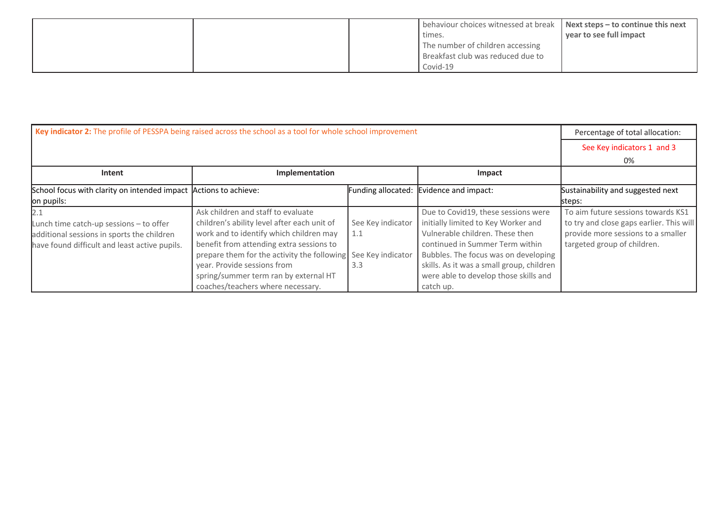| | | | behaviour choices witnessed at break times. The number of children accessing Breakfast club was reduced due to Covid-19 | **Next steps – to continue this next year to see full impact** |
|---|---|---|---|---|

| **Key indicator 2:** The profile of PESSPA being raised across the school as a tool for whole school improvement | | | | Percentage of total allocation: |
|---|---|---|---|---|
| | | | | See Key indicators 1 and 3<br>0% |
| **Intent** | **Implementation** | | **Impact** | |
| School focus with clarity on intended impact on pupils: | Actions to achieve: | Funding allocated: | Evidence and impact: | Sustainability and suggested next steps: |
| 2.1<br>Lunch time catch-up sessions – to offer additional sessions in sports the children have found difficult and least active pupils. | Ask children and staff to evaluate children's ability level after each unit of work and to identify which children may benefit from attending extra sessions to prepare them for the activity the following year. Provide sessions from spring/summer term ran by external HT coaches/teachers where necessary. | See Key indicator 1.1<br><br>See Key indicator 3.3 | Due to Covid19, these sessions were initially limited to Key Worker and Vulnerable children. These then continued in Summer Term within Bubbles. The focus was on developing skills. As it was a small group, children were able to develop those skills and catch up. | To aim future sessions towards KS1 to try and close gaps earlier. This will provide more sessions to a smaller targeted group of children. |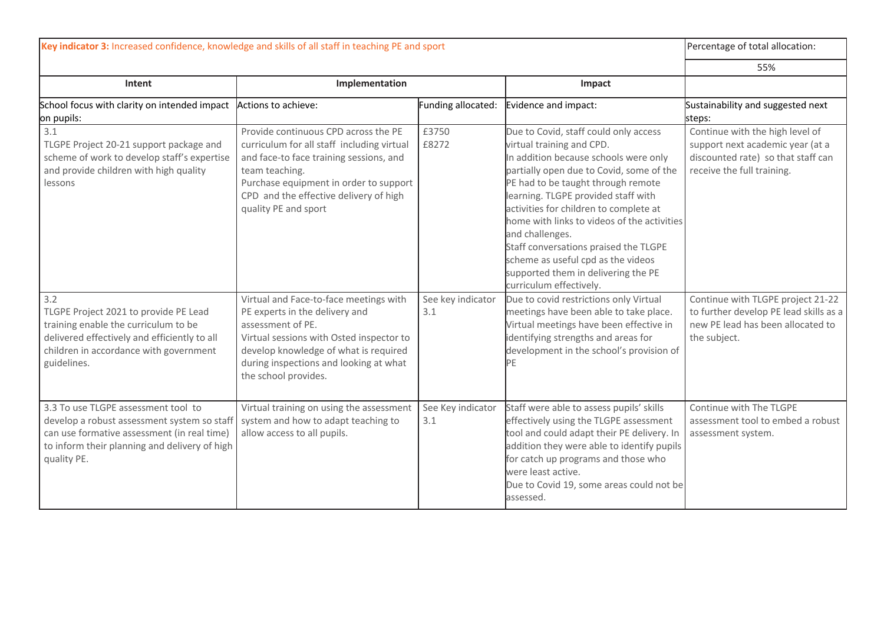| **Key indicator 3:** Increased confidence, knowledge and skills of all staff in teaching PE and sport | | | | Percentage of total allocation: |
|---|---|---|---|---|
| | | | | 55% |
| **Intent** | **Implementation** | | **Impact** | |
| School focus with clarity on intended impact on pupils: | Actions to achieve: | Funding allocated: | Evidence and impact: | Sustainability and suggested next steps: |
| 3.1<br>TLGPE Project 20-21 support package and scheme of work to develop staff's expertise and provide children with high quality lessons | Provide continuous CPD across the PE curriculum for all staff including virtual and face-to face training sessions, and team teaching.<br>Purchase equipment in order to support CPD and the effective delivery of high quality PE and sport | £3750<br>£8272 | Due to Covid, staff could only access virtual training and CPD.<br>In addition because schools were only partially open due to Covid, some of the PE had to be taught through remote learning. TLGPE provided staff with activities for children to complete at home with links to videos of the activities and challenges.<br>Staff conversations praised the TLGPE scheme as useful cpd as the videos supported them in delivering the PE curriculum effectively. | Continue with the high level of support next academic year (at a discounted rate) so that staff can receive the full training. |
| 3.2<br>TLGPE Project 2021 to provide PE Lead training enable the curriculum to be delivered effectively and efficiently to all children in accordance with government guidelines. | Virtual and Face-to-face meetings with PE experts in the delivery and assessment of PE.<br>Virtual sessions with Osted inspector to develop knowledge of what is required during inspections and looking at what the school provides. | See key indicator 3.1 | Due to covid restrictions only Virtual meetings have been able to take place. Virtual meetings have been effective in identifying strengths and areas for development in the school's provision of PE | Continue with TLGPE project 21-22 to further develop PE lead skills as a new PE lead has been allocated to the subject. |
| 3.3 To use TLGPE assessment tool to develop a robust assessment system so staff can use formative assessment (in real time) to inform their planning and delivery of high quality PE. | Virtual training on using the assessment system and how to adapt teaching to allow access to all pupils. | See Key indicator 3.1 | Staff were able to assess pupils' skills effectively using the TLGPE assessment tool and could adapt their PE delivery. In addition they were able to identify pupils for catch up programs and those who were least active.<br>Due to Covid 19, some areas could not be assessed. | Continue with The TLGPE assessment tool to embed a robust assessment system. |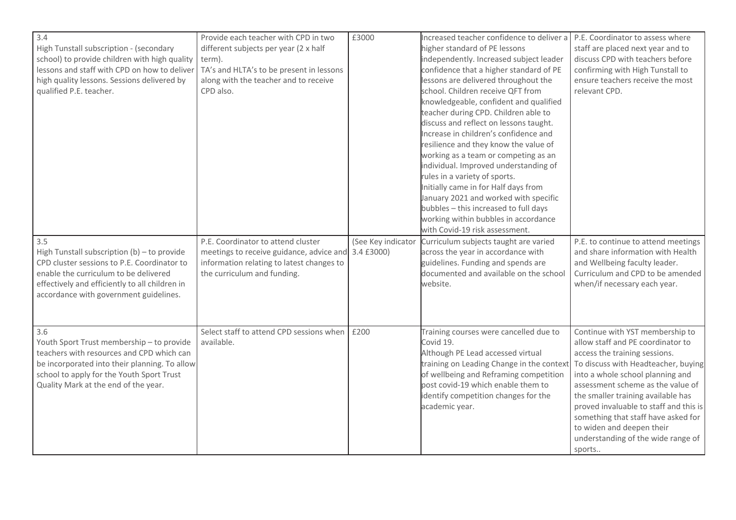| | | | | |
|---|---|---|---|---|
| 3.4<br>High Tunstall subscription - (secondary school) to provide children with high quality lessons and staff with CPD on how to deliver high quality lessons. Sessions delivered by qualified P.E. teacher. | Provide each teacher with CPD in two different subjects per year (2 x half term).<br>TA's and HLTA's to be present in lessons along with the teacher and to receive CPD also. | £3000 | Increased teacher confidence to deliver a higher standard of PE lessons independently. Increased subject leader confidence that a higher standard of PE lessons are delivered throughout the school. Children receive QFT from knowledgeable, confident and qualified teacher during CPD. Children able to discuss and reflect on lessons taught. Increase in children's confidence and resilience and they know the value of working as a team or competing as an individual. Improved understanding of rules in a variety of sports.<br>Initially came in for Half days from January 2021 and worked with specific bubbles – this increased to full days working within bubbles in accordance with Covid-19 risk assessment. | P.E. Coordinator to assess where staff are placed next year and to discuss CPD with teachers before confirming with High Tunstall to ensure teachers receive the most relevant CPD. |
| 3.5<br>High Tunstall subscription (b) – to provide CPD cluster sessions to P.E. Coordinator to enable the curriculum to be delivered effectively and efficiently to all children in accordance with government guidelines. | P.E. Coordinator to attend cluster meetings to receive guidance, advice and information relating to latest changes to the curriculum and funding. | (See Key indicator 3.4 £3000) | Curriculum subjects taught are varied across the year in accordance with guidelines. Funding and spends are documented and available on the school website. | P.E. to continue to attend meetings and share information with Health and Wellbeing faculty leader. Curriculum and CPD to be amended when/if necessary each year. |
| 3.6<br>Youth Sport Trust membership – to provide teachers with resources and CPD which can be incorporated into their planning. To allow school to apply for the Youth Sport Trust Quality Mark at the end of the year. | Select staff to attend CPD sessions when available. | £200 | Training courses were cancelled due to Covid 19.<br>Although PE Lead accessed virtual training on Leading Change in the context of wellbeing and Reframing competition post covid-19 which enable them to identify competition changes for the academic year. | Continue with YST membership to allow staff and PE coordinator to access the training sessions.<br>To discuss with Headteacher, buying into a whole school planning and assessment scheme as the value of the smaller training available has proved invaluable to staff and this is something that staff have asked for to widen and deepen their understanding of the wide range of sports.. |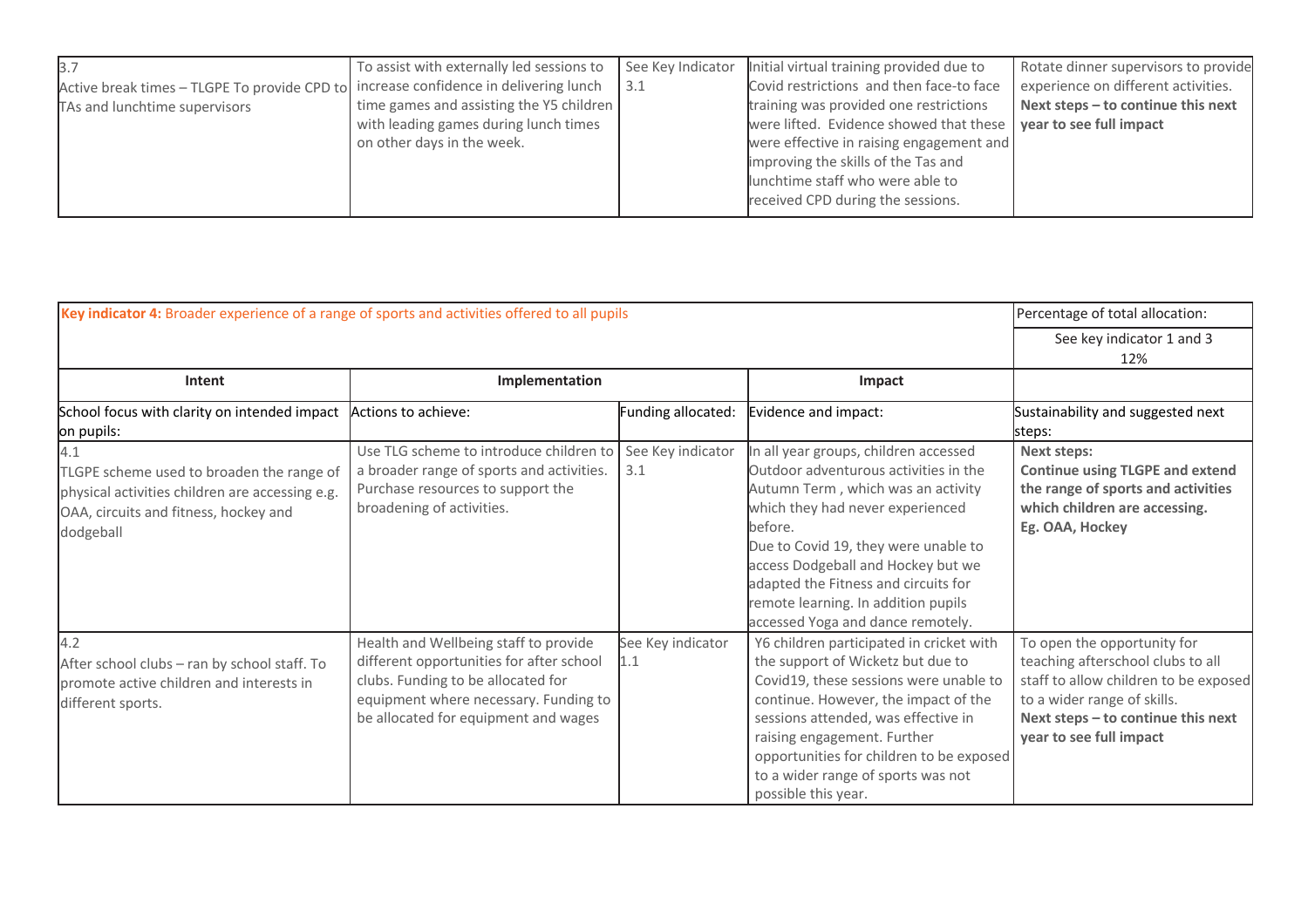| | | | | |
|---|---|---|---|---|
| 3.7<br>Active break times – TLGPE To provide CPD to TAs and lunchtime supervisors | To assist with externally led sessions to increase confidence in delivering lunch time games and assisting the Y5 children with leading games during lunch times on other days in the week. | See Key Indicator 3.1 | Initial virtual training provided due to Covid restrictions and then face-to face training was provided one restrictions were lifted. Evidence showed that these were effective in raising engagement and improving the skills of the Tas and lunchtime staff who were able to received CPD during the sessions. | Rotate dinner supervisors to provide experience on different activities.<br>**Next steps – to continue this next year to see full impact** |

| **Key indicator 4:** Broader experience of a range of sports and activities offered to all pupils | | | | Percentage of total allocation: |
|---|---|---|---|---|
| | | | | See key indicator 1 and 3<br>12% |
| **Intent** | **Implementation** | | **Impact** | |
| School focus with clarity on intended impact on pupils: | Actions to achieve: | Funding allocated: | Evidence and impact: | Sustainability and suggested next steps: |
| 4.1<br>TLGPE scheme used to broaden the range of physical activities children are accessing e.g. OAA, circuits and fitness, hockey and dodgeball | Use TLG scheme to introduce children to a broader range of sports and activities. Purchase resources to support the broadening of activities. | See Key indicator 3.1 | In all year groups, children accessed Outdoor adventurous activities in the Autumn Term , which was an activity which they had never experienced before.<br>Due to Covid 19, they were unable to access Dodgeball and Hockey but we adapted the Fitness and circuits for remote learning. In addition pupils accessed Yoga and dance remotely. | **Next steps:**<br>**Continue using TLGPE and extend the range of sports and activities which children are accessing.**<br>**Eg. OAA, Hockey** |
| 4.2<br>After school clubs – ran by school staff. To promote active children and interests in different sports. | Health and Wellbeing staff to provide different opportunities for after school clubs. Funding to be allocated for equipment where necessary. Funding to be allocated for equipment and wages | See Key indicator 1.1 | Y6 children participated in cricket with the support of Wicketz but due to Covid19, these sessions were unable to continue. However, the impact of the sessions attended, was effective in raising engagement. Further opportunities for children to be exposed to a wider range of sports was not possible this year. | To open the opportunity for teaching afterschool clubs to all staff to allow children to be exposed to a wider range of skills.<br>**Next steps – to continue this next year to see full impact** |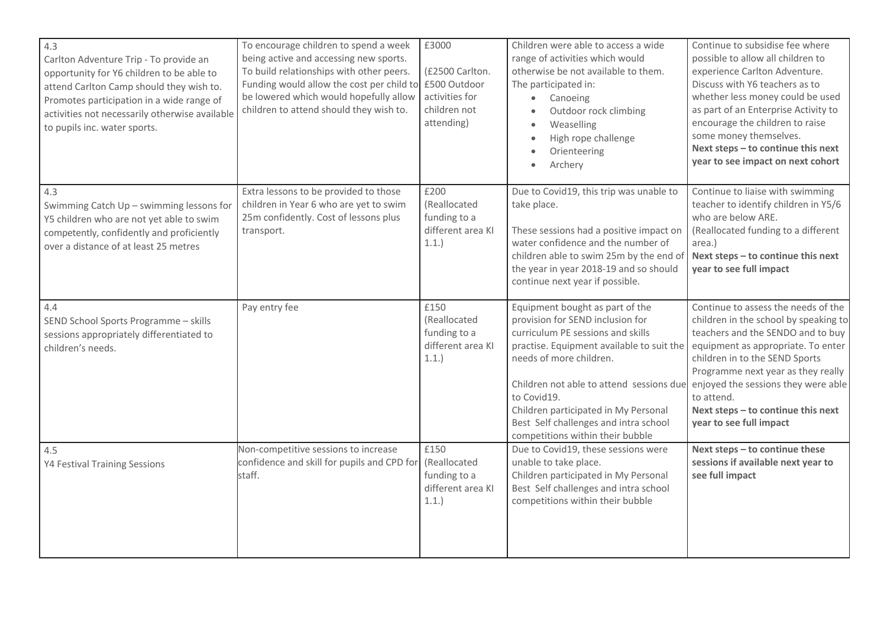| | | | | |
|---|---|---|---|---|
| 4.3<br>Carlton Adventure Trip - To provide an opportunity for Y6 children to be able to attend Carlton Camp should they wish to. Promotes participation in a wide range of activities not necessarily otherwise available to pupils inc. water sports. | To encourage children to spend a week being active and accessing new sports. To build relationships with other peers. Funding would allow the cost per child to be lowered which would hopefully allow children to attend should they wish to. | £3000<br><br>(£2500 Carlton. £500 Outdoor activities for children not attending) | Children were able to access a wide range of activities which would otherwise be not available to them. The participated in:<br>• Canoeing<br>• Outdoor rock climbing<br>• Weaselling<br>• High rope challenge<br>• Orienteering<br>• Archery | Continue to subsidise fee where possible to allow all children to experience Carlton Adventure. Discuss with Y6 teachers as to whether less money could be used as part of an Enterprise Activity to encourage the children to raise some money themselves.<br>**Next steps – to continue this next year to see impact on next cohort** |
| 4.3<br>Swimming Catch Up – swimming lessons for Y5 children who are not yet able to swim competently, confidently and proficiently over a distance of at least 25 metres | Extra lessons to be provided to those children in Year 6 who are yet to swim 25m confidently. Cost of lessons plus transport. | £200<br>(Reallocated funding to a different area KI 1.1.) | Due to Covid19, this trip was unable to take place.<br><br>These sessions had a positive impact on water confidence and the number of children able to swim 25m by the end of the year in year 2018-19 and so should continue next year if possible. | Continue to liaise with swimming teacher to identify children in Y5/6 who are below ARE.<br>(Reallocated funding to a different area.)<br>**Next steps – to continue this next year to see full impact** |
| 4.4<br>SEND School Sports Programme – skills sessions appropriately differentiated to children's needs. | Pay entry fee | £150<br>(Reallocated funding to a different area KI 1.1.) | Equipment bought as part of the provision for SEND inclusion for curriculum PE sessions and skills practise. Equipment available to suit the needs of more children.<br><br>Children not able to attend sessions due to Covid19.<br>Children participated in My Personal Best Self challenges and intra school competitions within their bubble | Continue to assess the needs of the children in the school by speaking to teachers and the SENDO and to buy equipment as appropriate. To enter children in to the SEND Sports Programme next year as they really enjoyed the sessions they were able to attend.<br>**Next steps – to continue this next year to see full impact** |
| 4.5<br>Y4 Festival Training Sessions | Non-competitive sessions to increase confidence and skill for pupils and CPD for staff. | £150<br>(Reallocated funding to a different area KI 1.1.) | Due to Covid19, these sessions were unable to take place.<br>Children participated in My Personal Best Self challenges and intra school competitions within their bubble | **Next steps – to continue these sessions if available next year to see full impact** |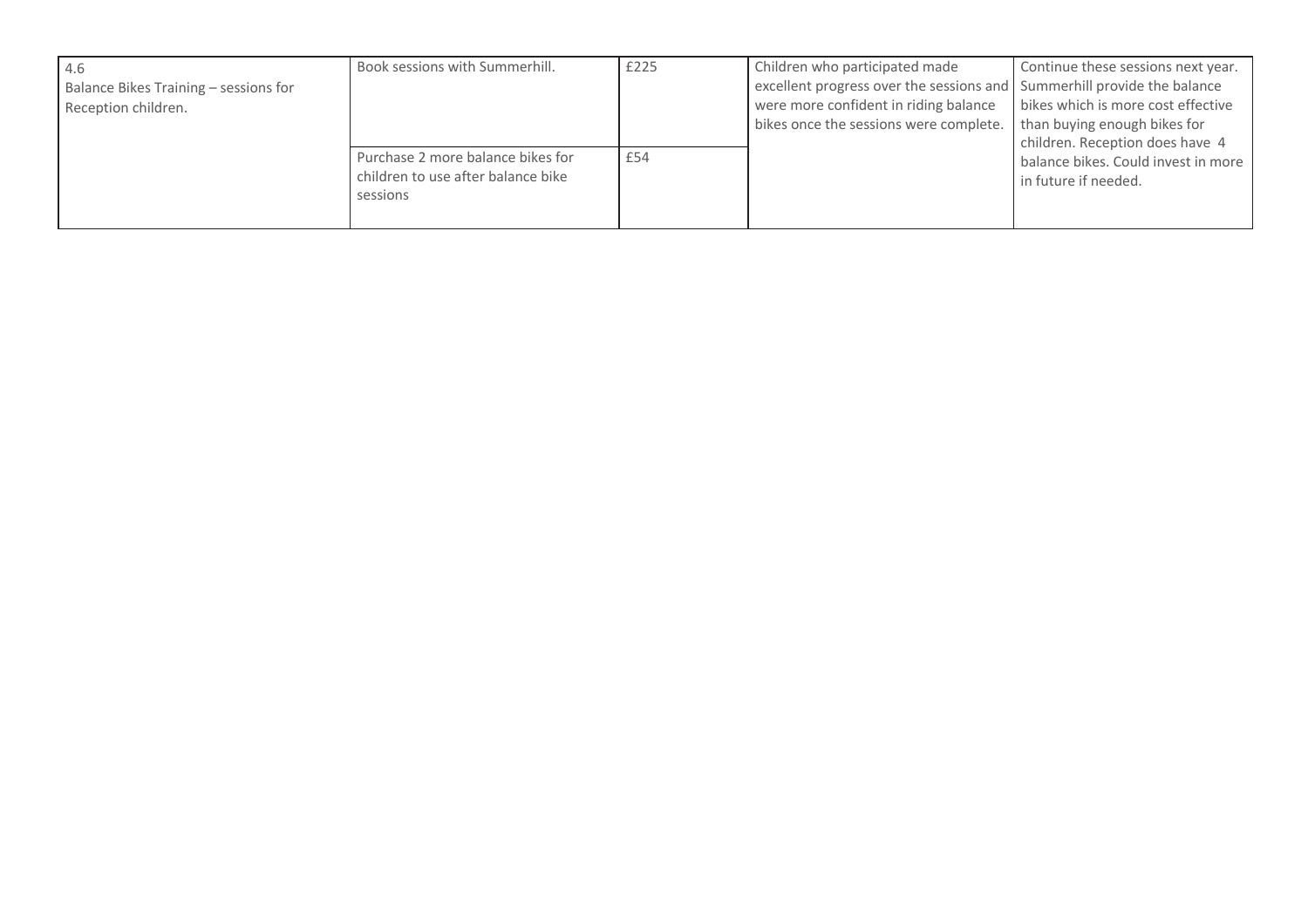| | | | | |
|---|---|---|---|---|
| 4.6<br>Balance Bikes Training – sessions for Reception children. | Book sessions with Summerhill. | £225 | Children who participated made excellent progress over the sessions and were more confident in riding balance bikes once the sessions were complete. | Continue these sessions next year. Summerhill provide the balance bikes which is more cost effective than buying enough bikes for children. Reception does have 4 balance bikes. Could invest in more in future if needed. |
| | Purchase 2 more balance bikes for children to use after balance bike sessions | £54 | | |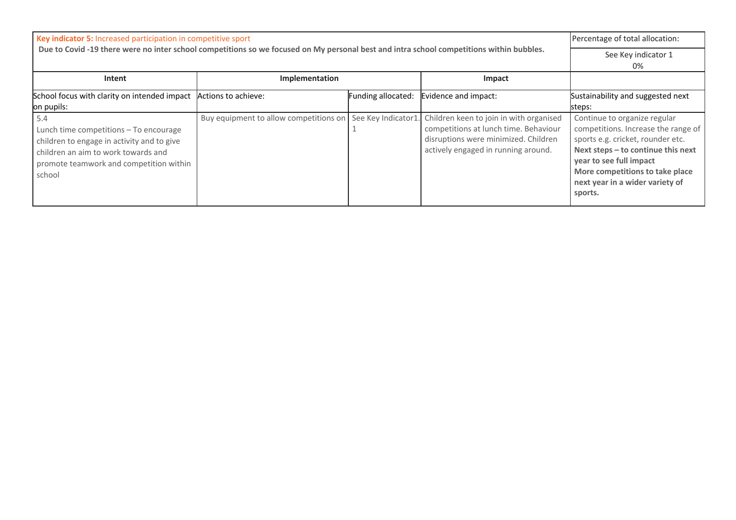| Key indicator 5: Increased participation in competitive sport<br>Due to Covid -19 there were no inter school competitions so we focused on My personal best and intra school competitions within bubbles. | | | | Percentage of total allocation: |
|---|---|---|---|---|
| | | | | See Key indicator 1<br>0% |
| **Intent** | **Implementation** | | **Impact** | |
| School focus with clarity on intended impact on pupils: | Actions to achieve: | Funding allocated: | Evidence and impact: | Sustainability and suggested next steps: |
| 5.4<br>Lunch time competitions – To encourage children to engage in activity and to give children an aim to work towards and promote teamwork and competition within school | Buy equipment to allow competitions on | See Key Indicator1. 1 | Children keen to join in with organised competitions at lunch time. Behaviour disruptions were minimized. Children actively engaged in running around. | Continue to organize regular competitions. Increase the range of sports e.g. cricket, rounder etc.<br>**Next steps – to continue this next year to see full impact**<br>**More competitions to take place next year in a wider variety of sports.** |